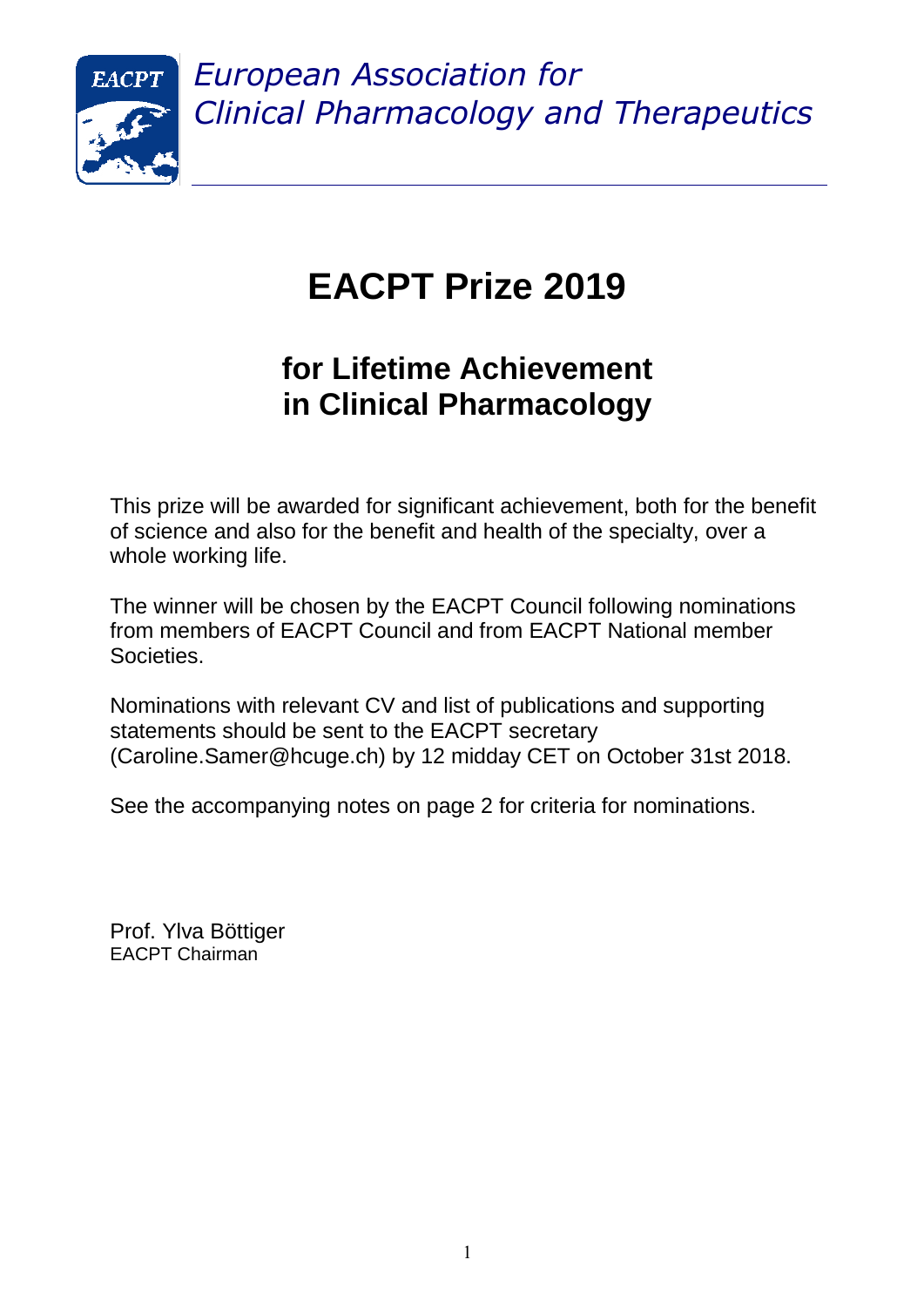*European Association for*
*Clinical Pharmacology and Therapeutics*

# EACPT Prize 2019

## for Lifetime Achievement in Clinical Pharmacology

This prize will be awarded for significant achievement, both for the benefit of science and also for the benefit and health of the specialty, over a whole working life.

The winner will be chosen by the EACPT Council following nominations from members of EACPT Council and from EACPT National member Societies.

Nominations with relevant CV and list of publications and supporting statements should be sent to the EACPT secretary (Caroline.Samer@hcuge.ch) by 12 midday CET on October 31st 2018.

See the accompanying notes on page 2 for criteria for nominations.

Prof. Ylva Böttiger
EACPT Chairman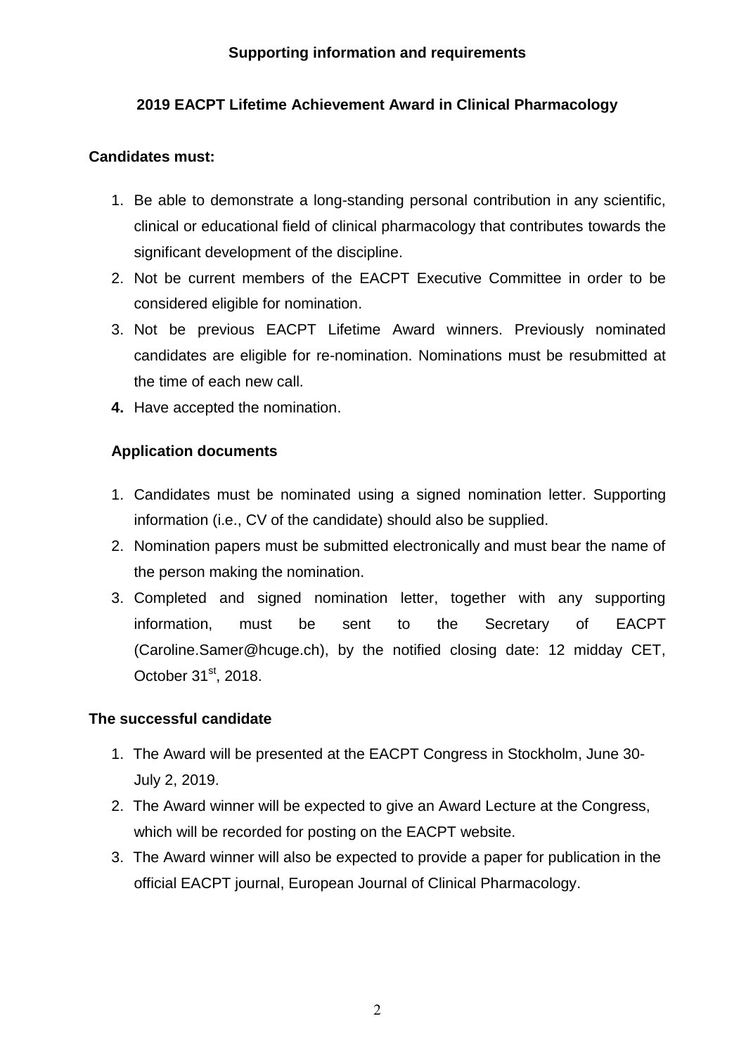**Supporting information and requirements**

**2019 EACPT Lifetime Achievement Award in Clinical Pharmacology**

**Candidates must:**

1. Be able to demonstrate a long-standing personal contribution in any scientific, clinical or educational field of clinical pharmacology that contributes towards the significant development of the discipline.
2. Not be current members of the EACPT Executive Committee in order to be considered eligible for nomination.
3. Not be previous EACPT Lifetime Award winners. Previously nominated candidates are eligible for re-nomination. Nominations must be resubmitted at the time of each new call.
4. Have accepted the nomination.

**Application documents**

1. Candidates must be nominated using a signed nomination letter. Supporting information (i.e., CV of the candidate) should also be supplied.
2. Nomination papers must be submitted electronically and must bear the name of the person making the nomination.
3. Completed and signed nomination letter, together with any supporting information, must be sent to the Secretary of EACPT (Caroline.Samer@hcuge.ch), by the notified closing date: 12 midday CET, October 31st, 2018.

**The successful candidate**

1. The Award will be presented at the EACPT Congress in Stockholm, June 30-July 2, 2019.
2. The Award winner will be expected to give an Award Lecture at the Congress, which will be recorded for posting on the EACPT website.
3. The Award winner will also be expected to provide a paper for publication in the official EACPT journal, European Journal of Clinical Pharmacology.